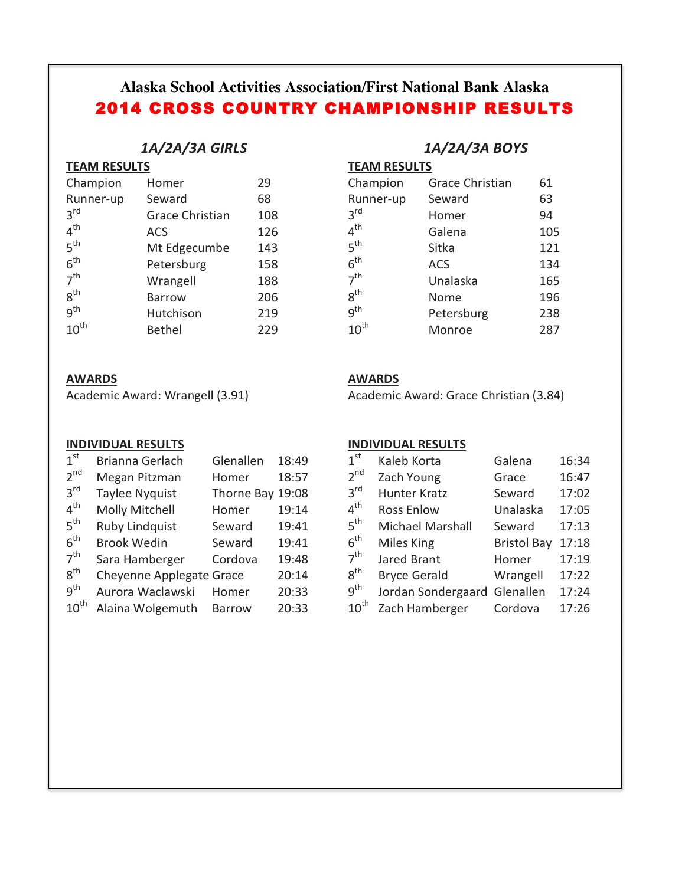# Alaska School Activities Association/First National Bank Alaska

## 2014 CROSS COUNTRY CHAMPIONSHIP RESULTS

### *1A/2A/3A GIRLS*

**TEAM RESULTS**

| Place | Team | Points |
|---|---|---|
| Champion | Homer | 29 |
| Runner-up | Seward | 68 |
| 3rd | Grace Christian | 108 |
| 4th | ACS | 126 |
| 5th | Mt Edgecumbe | 143 |
| 6th | Petersburg | 158 |
| 7th | Wrangell | 188 |
| 8th | Barrow | 206 |
| 9th | Hutchison | 219 |
| 10th | Bethel | 229 |

**AWARDS**

Academic Award: Wrangell (3.91)

**INDIVIDUAL RESULTS**

| Place | Name | School | Time |
|---|---|---|---|
| 1st | Brianna Gerlach | Glenallen | 18:49 |
| 2nd | Megan Pitzman | Homer | 18:57 |
| 3rd | Taylee Nyquist | Thorne Bay | 19:08 |
| 4th | Molly Mitchell | Homer | 19:14 |
| 5th | Ruby Lindquist | Seward | 19:41 |
| 6th | Brook Wedin | Seward | 19:41 |
| 7th | Sara Hamberger | Cordova | 19:48 |
| 8th | Cheyenne Applegate | Grace | 20:14 |
| 9th | Aurora Waclawski | Homer | 20:33 |
| 10th | Alaina Wolgemuth | Barrow | 20:33 |

### *1A/2A/3A BOYS*

**TEAM RESULTS**

| Place | Team | Points |
|---|---|---|
| Champion | Grace Christian | 61 |
| Runner-up | Seward | 63 |
| 3rd | Homer | 94 |
| 4th | Galena | 105 |
| 5th | Sitka | 121 |
| 6th | ACS | 134 |
| 7th | Unalaska | 165 |
| 8th | Nome | 196 |
| 9th | Petersburg | 238 |
| 10th | Monroe | 287 |

**AWARDS**

Academic Award: Grace Christian (3.84)

**INDIVIDUAL RESULTS**

| Place | Name | School | Time |
|---|---|---|---|
| 1st | Kaleb Korta | Galena | 16:34 |
| 2nd | Zach Young | Grace | 16:47 |
| 3rd | Hunter Kratz | Seward | 17:02 |
| 4th | Ross Enlow | Unalaska | 17:05 |
| 5th | Michael Marshall | Seward | 17:13 |
| 6th | Miles King | Bristol Bay | 17:18 |
| 7th | Jared Brant | Homer | 17:19 |
| 8th | Bryce Gerald | Wrangell | 17:22 |
| 9th | Jordan Sondergaard | Glenallen | 17:24 |
| 10th | Zach Hamberger | Cordova | 17:26 |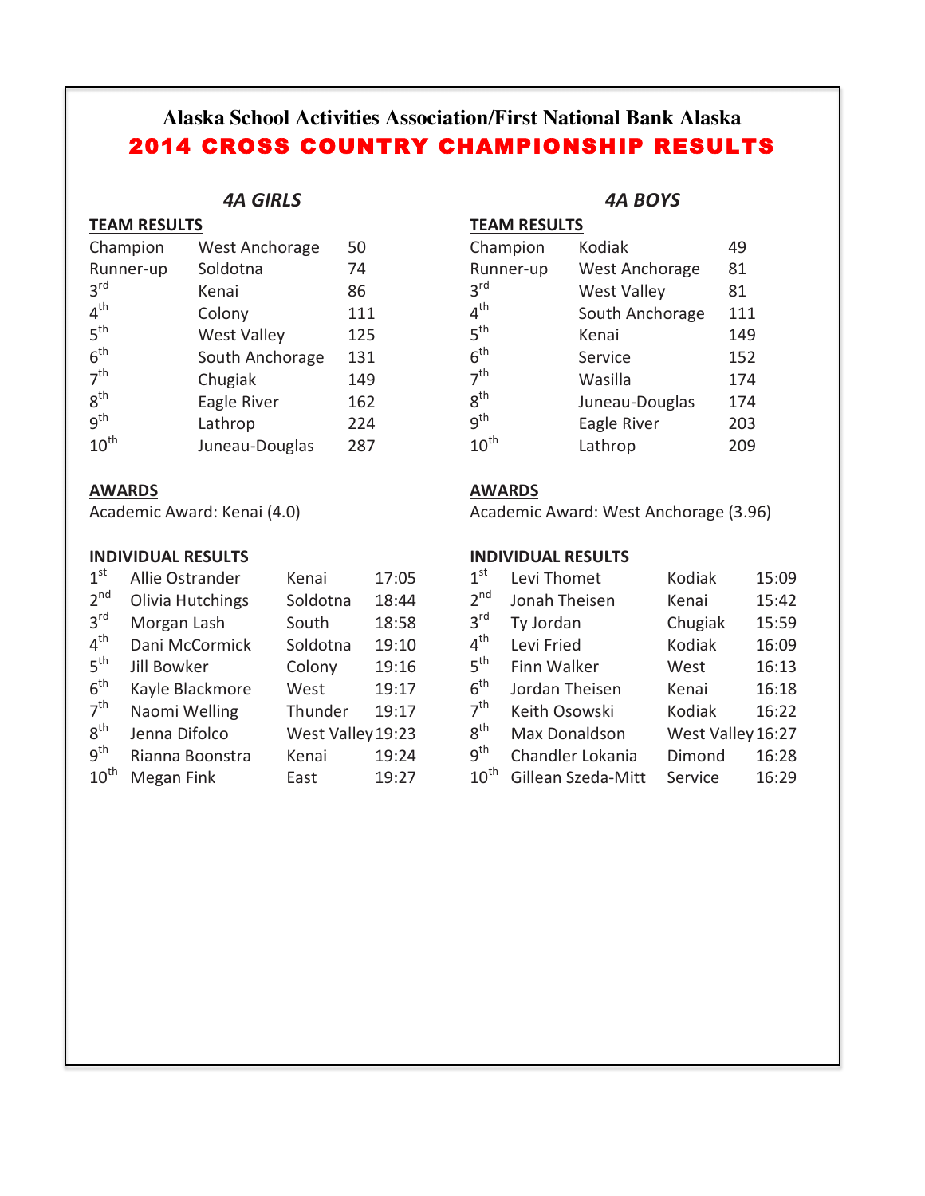**Alaska School Activities Association/First National Bank Alaska**

# 2014 CROSS COUNTRY CHAMPIONSHIP RESULTS

## *4A GIRLS*

### TEAM RESULTS

| | | |
|---|---|---|
| Champion | West Anchorage | 50 |
| Runner-up | Soldotna | 74 |
| 3rd | Kenai | 86 |
| 4th | Colony | 111 |
| 5th | West Valley | 125 |
| 6th | South Anchorage | 131 |
| 7th | Chugiak | 149 |
| 8th | Eagle River | 162 |
| 9th | Lathrop | 224 |
| 10th | Juneau-Douglas | 287 |

### AWARDS

Academic Award: Kenai (4.0)

### INDIVIDUAL RESULTS

| | | | |
|---|---|---|---|
| 1st | Allie Ostrander | Kenai | 17:05 |
| 2nd | Olivia Hutchings | Soldotna | 18:44 |
| 3rd | Morgan Lash | South | 18:58 |
| 4th | Dani McCormick | Soldotna | 19:10 |
| 5th | Jill Bowker | Colony | 19:16 |
| 6th | Kayle Blackmore | West | 19:17 |
| 7th | Naomi Welling | Thunder | 19:17 |
| 8th | Jenna Difolco | West Valley | 19:23 |
| 9th | Rianna Boonstra | Kenai | 19:24 |
| 10th | Megan Fink | East | 19:27 |

## *4A BOYS*

### TEAM RESULTS

| | | |
|---|---|---|
| Champion | Kodiak | 49 |
| Runner-up | West Anchorage | 81 |
| 3rd | West Valley | 81 |
| 4th | South Anchorage | 111 |
| 5th | Kenai | 149 |
| 6th | Service | 152 |
| 7th | Wasilla | 174 |
| 8th | Juneau-Douglas | 174 |
| 9th | Eagle River | 203 |
| 10th | Lathrop | 209 |

### AWARDS

Academic Award: West Anchorage (3.96)

### INDIVIDUAL RESULTS

| | | | |
|---|---|---|---|
| 1st | Levi Thomet | Kodiak | 15:09 |
| 2nd | Jonah Theisen | Kenai | 15:42 |
| 3rd | Ty Jordan | Chugiak | 15:59 |
| 4th | Levi Fried | Kodiak | 16:09 |
| 5th | Finn Walker | West | 16:13 |
| 6th | Jordan Theisen | Kenai | 16:18 |
| 7th | Keith Osowski | Kodiak | 16:22 |
| 8th | Max Donaldson | West Valley | 16:27 |
| 9th | Chandler Lokania | Dimond | 16:28 |
| 10th | Gillean Szeda-Mitt | Service | 16:29 |